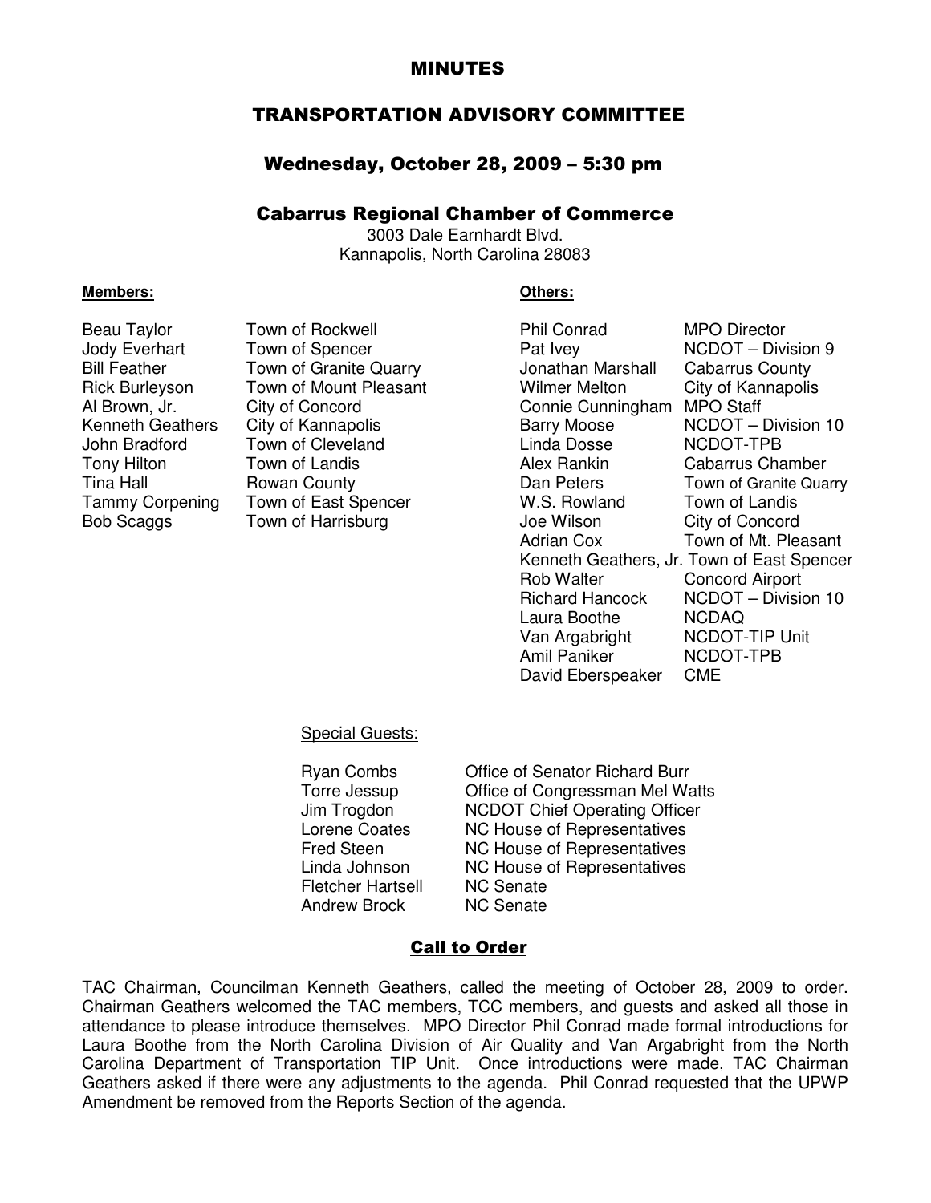# MINUTES

## TRANSPORTATION ADVISORY COMMITTEE

### Wednesday, October 28, 2009 – 5:30 pm

### Cabarrus Regional Chamber of Commerce

3003 Dale Earnhardt Blvd.
Kannapolis, North Carolina 28083

**Members:**

| | |
|---|---|
| Beau Taylor | Town of Rockwell |
| Jody Everhart | Town of Spencer |
| Bill Feather | Town of Granite Quarry |
| Rick Burleyson | Town of Mount Pleasant |
| Al Brown, Jr. | City of Concord |
| Kenneth Geathers | City of Kannapolis |
| John Bradford | Town of Cleveland |
| Tony Hilton | Town of Landis |
| Tina Hall | Rowan County |
| Tammy Corpening | Town of East Spencer |
| Bob Scaggs | Town of Harrisburg |

**Others:**

| | |
|---|---|
| Phil Conrad | MPO Director |
| Pat Ivey | NCDOT – Division 9 |
| Jonathan Marshall | Cabarrus County |
| Wilmer Melton | City of Kannapolis |
| Connie Cunningham | MPO Staff |
| Barry Moose | NCDOT – Division 10 |
| Linda Dosse | NCDOT-TPB |
| Alex Rankin | Cabarrus Chamber |
| Dan Peters | Town of Granite Quarry |
| W.S. Rowland | Town of Landis |
| Joe Wilson | City of Concord |
| Adrian Cox | Town of Mt. Pleasant |
| Kenneth Geathers, Jr. | Town of East Spencer |
| Rob Walter | Concord Airport |
| Richard Hancock | NCDOT – Division 10 |
| Laura Boothe | NCDAQ |
| Van Argabright | NCDOT-TIP Unit |
| Amil Paniker | NCDOT-TPB |
| David Eberspeaker | CME |

Special Guests:

| | |
|---|---|
| Ryan Combs | Office of Senator Richard Burr |
| Torre Jessup | Office of Congressman Mel Watts |
| Jim Trogdon | NCDOT Chief Operating Officer |
| Lorene Coates | NC House of Representatives |
| Fred Steen | NC House of Representatives |
| Linda Johnson | NC House of Representatives |
| Fletcher Hartsell | NC Senate |
| Andrew Brock | NC Senate |

## Call to Order

TAC Chairman, Councilman Kenneth Geathers, called the meeting of October 28, 2009 to order. Chairman Geathers welcomed the TAC members, TCC members, and guests and asked all those in attendance to please introduce themselves. MPO Director Phil Conrad made formal introductions for Laura Boothe from the North Carolina Division of Air Quality and Van Argabright from the North Carolina Department of Transportation TIP Unit. Once introductions were made, TAC Chairman Geathers asked if there were any adjustments to the agenda. Phil Conrad requested that the UPWP Amendment be removed from the Reports Section of the agenda.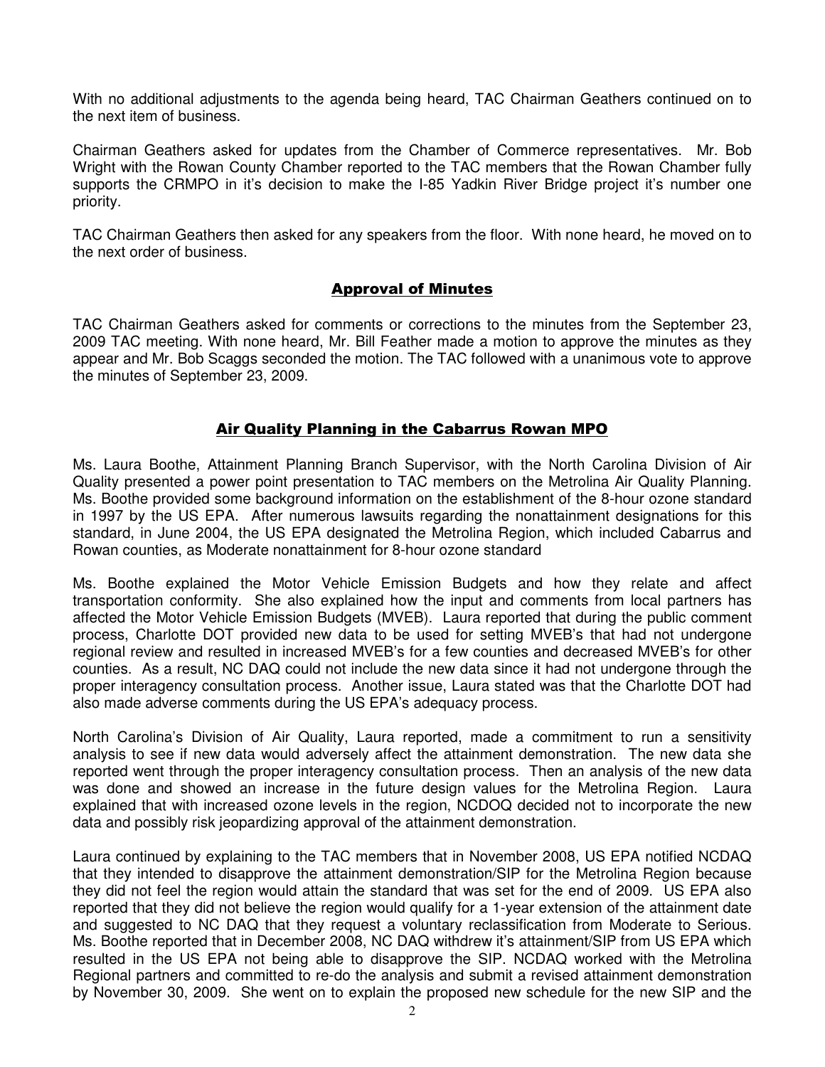With no additional adjustments to the agenda being heard, TAC Chairman Geathers continued on to the next item of business.

Chairman Geathers asked for updates from the Chamber of Commerce representatives. Mr. Bob Wright with the Rowan County Chamber reported to the TAC members that the Rowan Chamber fully supports the CRMPO in it's decision to make the I-85 Yadkin River Bridge project it's number one priority.

TAC Chairman Geathers then asked for any speakers from the floor. With none heard, he moved on to the next order of business.

## Approval of Minutes

TAC Chairman Geathers asked for comments or corrections to the minutes from the September 23, 2009 TAC meeting. With none heard, Mr. Bill Feather made a motion to approve the minutes as they appear and Mr. Bob Scaggs seconded the motion. The TAC followed with a unanimous vote to approve the minutes of September 23, 2009.

## Air Quality Planning in the Cabarrus Rowan MPO

Ms. Laura Boothe, Attainment Planning Branch Supervisor, with the North Carolina Division of Air Quality presented a power point presentation to TAC members on the Metrolina Air Quality Planning. Ms. Boothe provided some background information on the establishment of the 8-hour ozone standard in 1997 by the US EPA. After numerous lawsuits regarding the nonattainment designations for this standard, in June 2004, the US EPA designated the Metrolina Region, which included Cabarrus and Rowan counties, as Moderate nonattainment for 8-hour ozone standard

Ms. Boothe explained the Motor Vehicle Emission Budgets and how they relate and affect transportation conformity. She also explained how the input and comments from local partners has affected the Motor Vehicle Emission Budgets (MVEB). Laura reported that during the public comment process, Charlotte DOT provided new data to be used for setting MVEB's that had not undergone regional review and resulted in increased MVEB's for a few counties and decreased MVEB's for other counties. As a result, NC DAQ could not include the new data since it had not undergone through the proper interagency consultation process. Another issue, Laura stated was that the Charlotte DOT had also made adverse comments during the US EPA's adequacy process.

North Carolina's Division of Air Quality, Laura reported, made a commitment to run a sensitivity analysis to see if new data would adversely affect the attainment demonstration. The new data she reported went through the proper interagency consultation process. Then an analysis of the new data was done and showed an increase in the future design values for the Metrolina Region. Laura explained that with increased ozone levels in the region, NCDOQ decided not to incorporate the new data and possibly risk jeopardizing approval of the attainment demonstration.

Laura continued by explaining to the TAC members that in November 2008, US EPA notified NCDAQ that they intended to disapprove the attainment demonstration/SIP for the Metrolina Region because they did not feel the region would attain the standard that was set for the end of 2009. US EPA also reported that they did not believe the region would qualify for a 1-year extension of the attainment date and suggested to NC DAQ that they request a voluntary reclassification from Moderate to Serious. Ms. Boothe reported that in December 2008, NC DAQ withdrew it's attainment/SIP from US EPA which resulted in the US EPA not being able to disapprove the SIP. NCDAQ worked with the Metrolina Regional partners and committed to re-do the analysis and submit a revised attainment demonstration by November 30, 2009. She went on to explain the proposed new schedule for the new SIP and the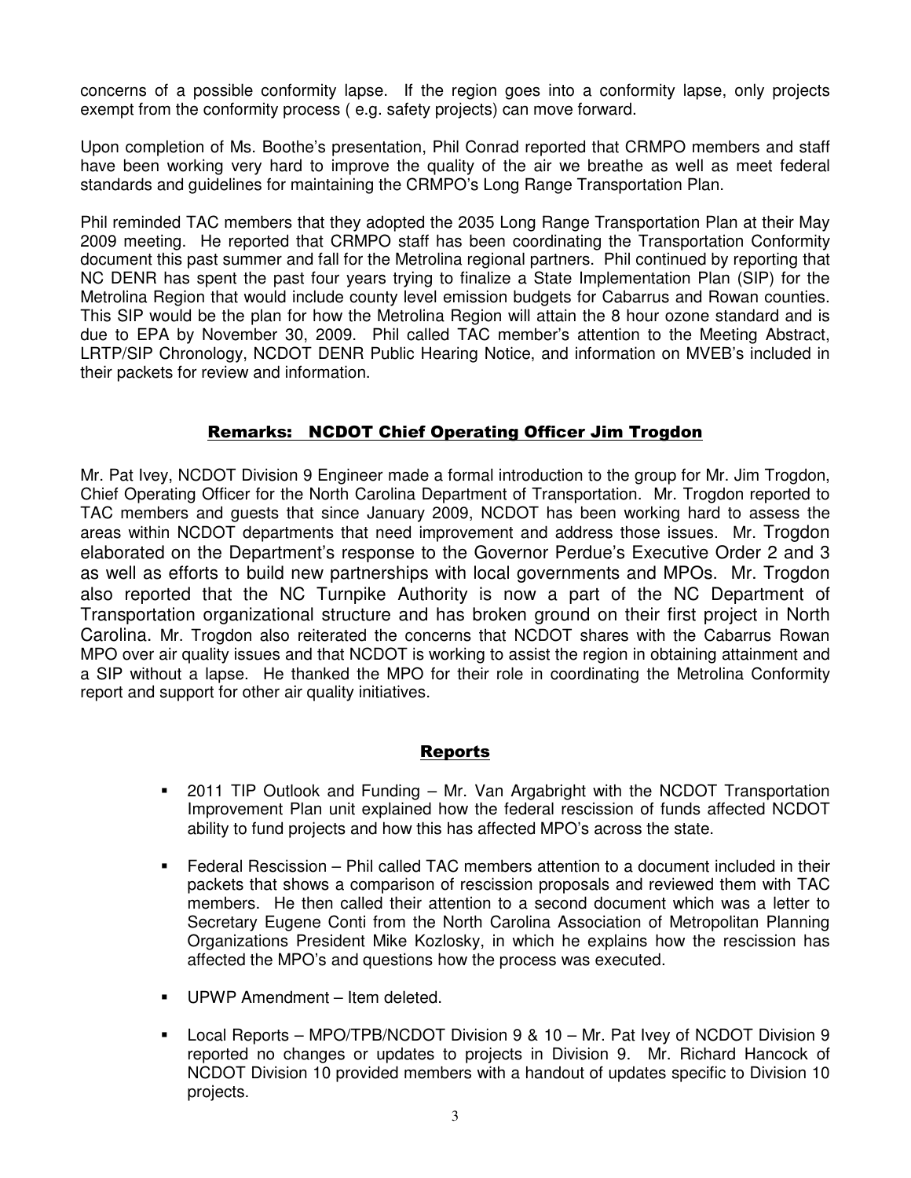concerns of a possible conformity lapse. If the region goes into a conformity lapse, only projects exempt from the conformity process ( e.g. safety projects) can move forward.

Upon completion of Ms. Boothe's presentation, Phil Conrad reported that CRMPO members and staff have been working very hard to improve the quality of the air we breathe as well as meet federal standards and guidelines for maintaining the CRMPO's Long Range Transportation Plan.

Phil reminded TAC members that they adopted the 2035 Long Range Transportation Plan at their May 2009 meeting. He reported that CRMPO staff has been coordinating the Transportation Conformity document this past summer and fall for the Metrolina regional partners. Phil continued by reporting that NC DENR has spent the past four years trying to finalize a State Implementation Plan (SIP) for the Metrolina Region that would include county level emission budgets for Cabarrus and Rowan counties. This SIP would be the plan for how the Metrolina Region will attain the 8 hour ozone standard and is due to EPA by November 30, 2009. Phil called TAC member's attention to the Meeting Abstract, LRTP/SIP Chronology, NCDOT DENR Public Hearing Notice, and information on MVEB's included in their packets for review and information.

## Remarks: NCDOT Chief Operating Officer Jim Trogdon

Mr. Pat Ivey, NCDOT Division 9 Engineer made a formal introduction to the group for Mr. Jim Trogdon, Chief Operating Officer for the North Carolina Department of Transportation. Mr. Trogdon reported to TAC members and guests that since January 2009, NCDOT has been working hard to assess the areas within NCDOT departments that need improvement and address those issues. Mr. Trogdon elaborated on the Department's response to the Governor Perdue's Executive Order 2 and 3 as well as efforts to build new partnerships with local governments and MPOs. Mr. Trogdon also reported that the NC Turnpike Authority is now a part of the NC Department of Transportation organizational structure and has broken ground on their first project in North Carolina. Mr. Trogdon also reiterated the concerns that NCDOT shares with the Cabarrus Rowan MPO over air quality issues and that NCDOT is working to assist the region in obtaining attainment and a SIP without a lapse. He thanked the MPO for their role in coordinating the Metrolina Conformity report and support for other air quality initiatives.

## Reports

- 2011 TIP Outlook and Funding – Mr. Van Argabright with the NCDOT Transportation Improvement Plan unit explained how the federal rescission of funds affected NCDOT ability to fund projects and how this has affected MPO's across the state.
- Federal Rescission – Phil called TAC members attention to a document included in their packets that shows a comparison of rescission proposals and reviewed them with TAC members. He then called their attention to a second document which was a letter to Secretary Eugene Conti from the North Carolina Association of Metropolitan Planning Organizations President Mike Kozlosky, in which he explains how the rescission has affected the MPO's and questions how the process was executed.
- UPWP Amendment – Item deleted.
- Local Reports – MPO/TPB/NCDOT Division 9 & 10 – Mr. Pat Ivey of NCDOT Division 9 reported no changes or updates to projects in Division 9. Mr. Richard Hancock of NCDOT Division 10 provided members with a handout of updates specific to Division 10 projects.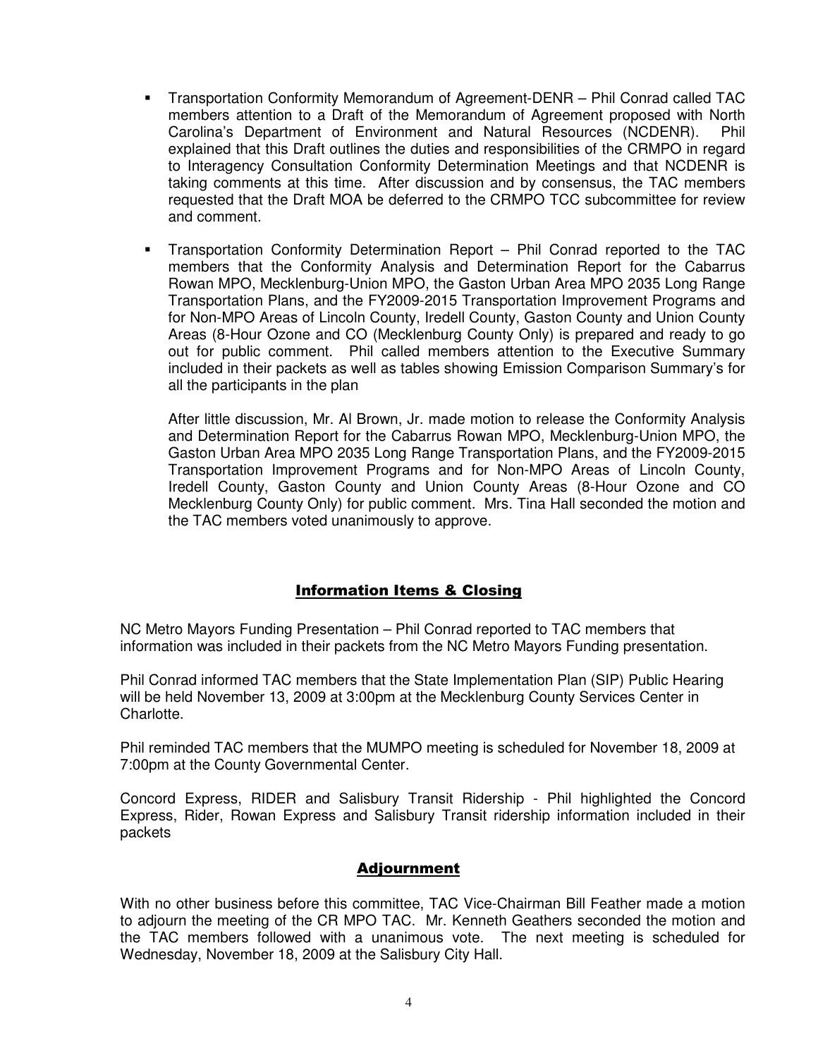- Transportation Conformity Memorandum of Agreement-DENR – Phil Conrad called TAC members attention to a Draft of the Memorandum of Agreement proposed with North Carolina's Department of Environment and Natural Resources (NCDENR). Phil explained that this Draft outlines the duties and responsibilities of the CRMPO in regard to Interagency Consultation Conformity Determination Meetings and that NCDENR is taking comments at this time. After discussion and by consensus, the TAC members requested that the Draft MOA be deferred to the CRMPO TCC subcommittee for review and comment.

- Transportation Conformity Determination Report – Phil Conrad reported to the TAC members that the Conformity Analysis and Determination Report for the Cabarrus Rowan MPO, Mecklenburg-Union MPO, the Gaston Urban Area MPO 2035 Long Range Transportation Plans, and the FY2009-2015 Transportation Improvement Programs and for Non-MPO Areas of Lincoln County, Iredell County, Gaston County and Union County Areas (8-Hour Ozone and CO (Mecklenburg County Only) is prepared and ready to go out for public comment. Phil called members attention to the Executive Summary included in their packets as well as tables showing Emission Comparison Summary's for all the participants in the plan

  After little discussion, Mr. Al Brown, Jr. made motion to release the Conformity Analysis and Determination Report for the Cabarrus Rowan MPO, Mecklenburg-Union MPO, the Gaston Urban Area MPO 2035 Long Range Transportation Plans, and the FY2009-2015 Transportation Improvement Programs and for Non-MPO Areas of Lincoln County, Iredell County, Gaston County and Union County Areas (8-Hour Ozone and CO Mecklenburg County Only) for public comment. Mrs. Tina Hall seconded the motion and the TAC members voted unanimously to approve.

## Information Items & Closing

NC Metro Mayors Funding Presentation – Phil Conrad reported to TAC members that information was included in their packets from the NC Metro Mayors Funding presentation.

Phil Conrad informed TAC members that the State Implementation Plan (SIP) Public Hearing will be held November 13, 2009 at 3:00pm at the Mecklenburg County Services Center in Charlotte.

Phil reminded TAC members that the MUMPO meeting is scheduled for November 18, 2009 at 7:00pm at the County Governmental Center.

Concord Express, RIDER and Salisbury Transit Ridership - Phil highlighted the Concord Express, Rider, Rowan Express and Salisbury Transit ridership information included in their packets

## Adjournment

With no other business before this committee, TAC Vice-Chairman Bill Feather made a motion to adjourn the meeting of the CR MPO TAC. Mr. Kenneth Geathers seconded the motion and the TAC members followed with a unanimous vote. The next meeting is scheduled for Wednesday, November 18, 2009 at the Salisbury City Hall.